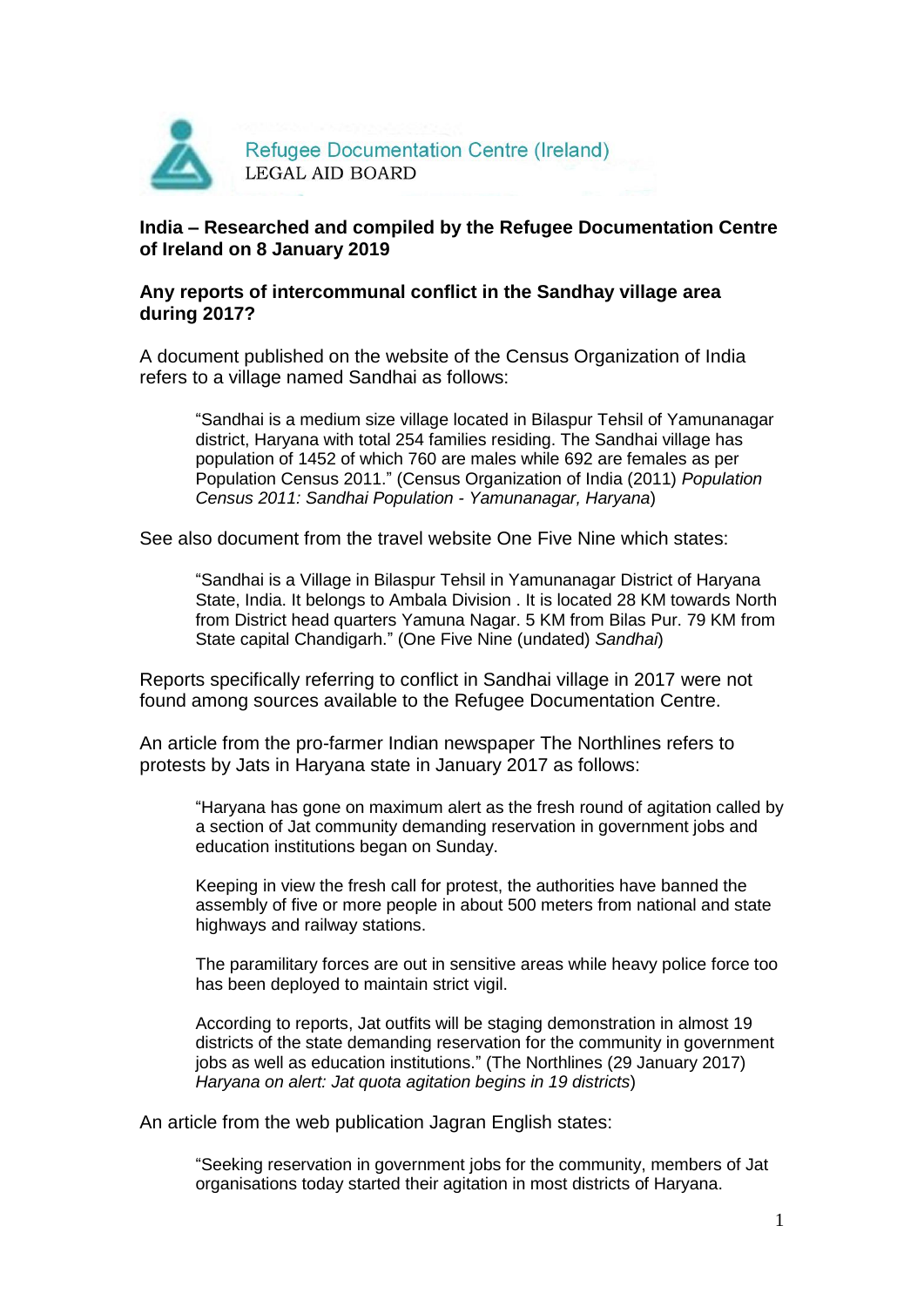Refugee Documentation Centre (Ireland)
LEGAL AID BOARD

**India – Researched and compiled by the Refugee Documentation Centre of Ireland on 8 January 2019**

**Any reports of intercommunal conflict in the Sandhay village area during 2017?**

A document published on the website of the Census Organization of India refers to a village named Sandhai as follows:

> "Sandhai is a medium size village located in Bilaspur Tehsil of Yamunanagar district, Haryana with total 254 families residing. The Sandhai village has population of 1452 of which 760 are males while 692 are females as per Population Census 2011." (Census Organization of India (2011) *Population Census 2011: Sandhai Population - Yamunanagar, Haryana*)

See also document from the travel website One Five Nine which states:

> "Sandhai is a Village in Bilaspur Tehsil in Yamunanagar District of Haryana State, India. It belongs to Ambala Division . It is located 28 KM towards North from District head quarters Yamuna Nagar. 5 KM from Bilas Pur. 79 KM from State capital Chandigarh." (One Five Nine (undated) *Sandhai*)

Reports specifically referring to conflict in Sandhai village in 2017 were not found among sources available to the Refugee Documentation Centre.

An article from the pro-farmer Indian newspaper The Northlines refers to protests by Jats in Haryana state in January 2017 as follows:

> "Haryana has gone on maximum alert as the fresh round of agitation called by a section of Jat community demanding reservation in government jobs and education institutions began on Sunday.
>
> Keeping in view the fresh call for protest, the authorities have banned the assembly of five or more people in about 500 meters from national and state highways and railway stations.
>
> The paramilitary forces are out in sensitive areas while heavy police force too has been deployed to maintain strict vigil.
>
> According to reports, Jat outfits will be staging demonstration in almost 19 districts of the state demanding reservation for the community in government jobs as well as education institutions." (The Northlines (29 January 2017) *Haryana on alert: Jat quota agitation begins in 19 districts*)

An article from the web publication Jagran English states:

> "Seeking reservation in government jobs for the community, members of Jat organisations today started their agitation in most districts of Haryana.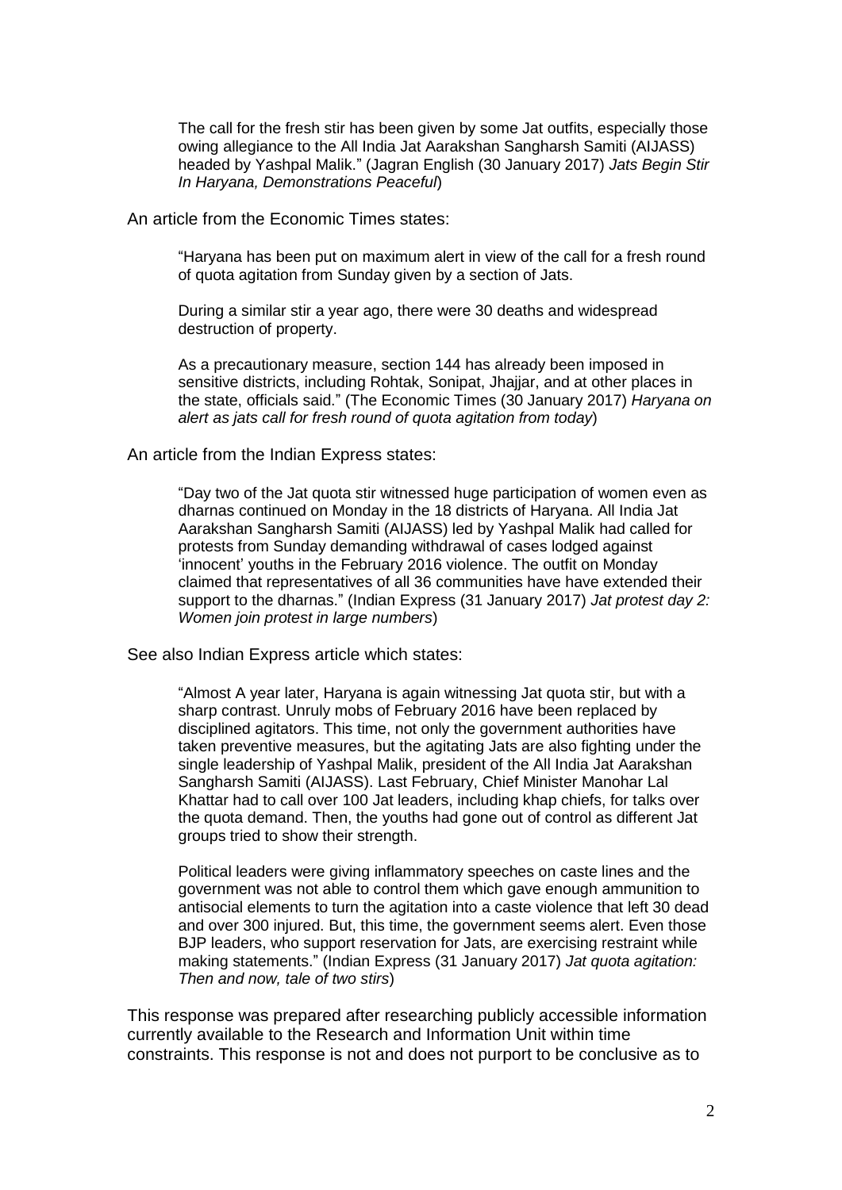> The call for the fresh stir has been given by some Jat outfits, especially those owing allegiance to the All India Jat Aarakshan Sangharsh Samiti (AIJASS) headed by Yashpal Malik." (Jagran English (30 January 2017) *Jats Begin Stir In Haryana, Demonstrations Peaceful*)

An article from the Economic Times states:

> "Haryana has been put on maximum alert in view of the call for a fresh round of quota agitation from Sunday given by a section of Jats.
>
> During a similar stir a year ago, there were 30 deaths and widespread destruction of property.
>
> As a precautionary measure, section 144 has already been imposed in sensitive districts, including Rohtak, Sonipat, Jhajjar, and at other places in the state, officials said." (The Economic Times (30 January 2017) *Haryana on alert as jats call for fresh round of quota agitation from today*)

An article from the Indian Express states:

> "Day two of the Jat quota stir witnessed huge participation of women even as dharnas continued on Monday in the 18 districts of Haryana. All India Jat Aarakshan Sangharsh Samiti (AIJASS) led by Yashpal Malik had called for protests from Sunday demanding withdrawal of cases lodged against 'innocent' youths in the February 2016 violence. The outfit on Monday claimed that representatives of all 36 communities have have extended their support to the dharnas." (Indian Express (31 January 2017) *Jat protest day 2: Women join protest in large numbers*)

See also Indian Express article which states:

> "Almost A year later, Haryana is again witnessing Jat quota stir, but with a sharp contrast. Unruly mobs of February 2016 have been replaced by disciplined agitators. This time, not only the government authorities have taken preventive measures, but the agitating Jats are also fighting under the single leadership of Yashpal Malik, president of the All India Jat Aarakshan Sangharsh Samiti (AIJASS). Last February, Chief Minister Manohar Lal Khattar had to call over 100 Jat leaders, including khap chiefs, for talks over the quota demand. Then, the youths had gone out of control as different Jat groups tried to show their strength.
>
> Political leaders were giving inflammatory speeches on caste lines and the government was not able to control them which gave enough ammunition to antisocial elements to turn the agitation into a caste violence that left 30 dead and over 300 injured. But, this time, the government seems alert. Even those BJP leaders, who support reservation for Jats, are exercising restraint while making statements." (Indian Express (31 January 2017) *Jat quota agitation: Then and now, tale of two stirs*)

This response was prepared after researching publicly accessible information currently available to the Research and Information Unit within time constraints. This response is not and does not purport to be conclusive as to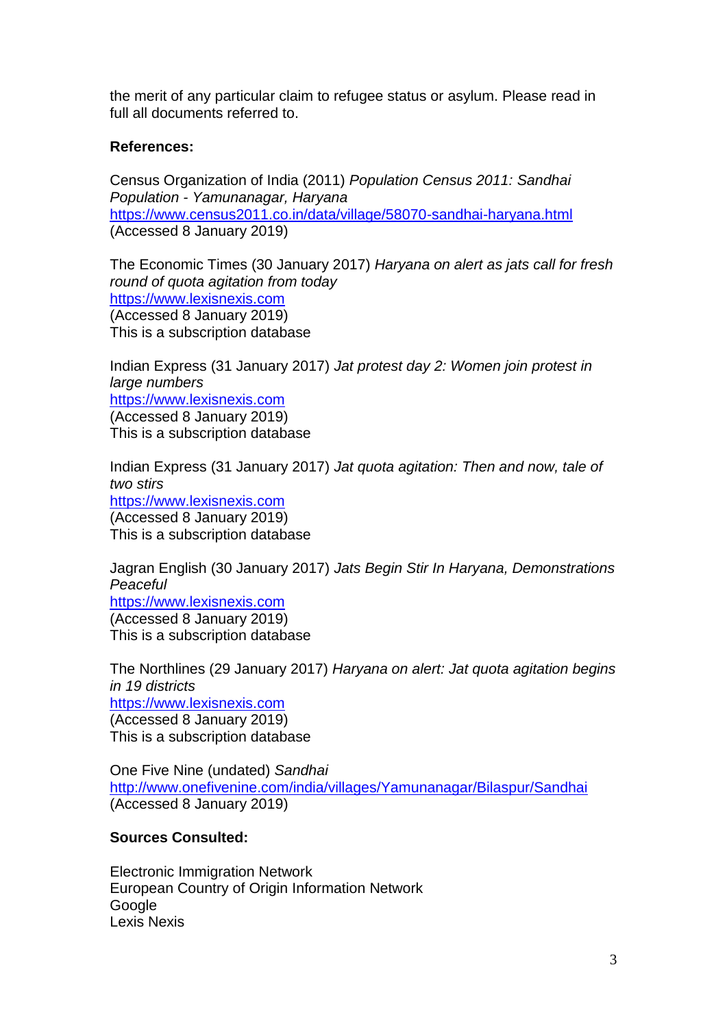the merit of any particular claim to refugee status or asylum. Please read in full all documents referred to.

**References:**

Census Organization of India (2011) *Population Census 2011: Sandhai Population - Yamunanagar, Haryana*
https://www.census2011.co.in/data/village/58070-sandhai-haryana.html
(Accessed 8 January 2019)

The Economic Times (30 January 2017) *Haryana on alert as jats call for fresh round of quota agitation from today*
https://www.lexisnexis.com
(Accessed 8 January 2019)
This is a subscription database

Indian Express (31 January 2017) *Jat protest day 2: Women join protest in large numbers*
https://www.lexisnexis.com
(Accessed 8 January 2019)
This is a subscription database

Indian Express (31 January 2017) *Jat quota agitation: Then and now, tale of two stirs*
https://www.lexisnexis.com
(Accessed 8 January 2019)
This is a subscription database

Jagran English (30 January 2017) *Jats Begin Stir In Haryana, Demonstrations Peaceful*
https://www.lexisnexis.com
(Accessed 8 January 2019)
This is a subscription database

The Northlines (29 January 2017) *Haryana on alert: Jat quota agitation begins in 19 districts*
https://www.lexisnexis.com
(Accessed 8 January 2019)
This is a subscription database

One Five Nine (undated) *Sandhai*
http://www.onefivenine.com/india/villages/Yamunanagar/Bilaspur/Sandhai
(Accessed 8 January 2019)

**Sources Consulted:**

Electronic Immigration Network
European Country of Origin Information Network
Google
Lexis Nexis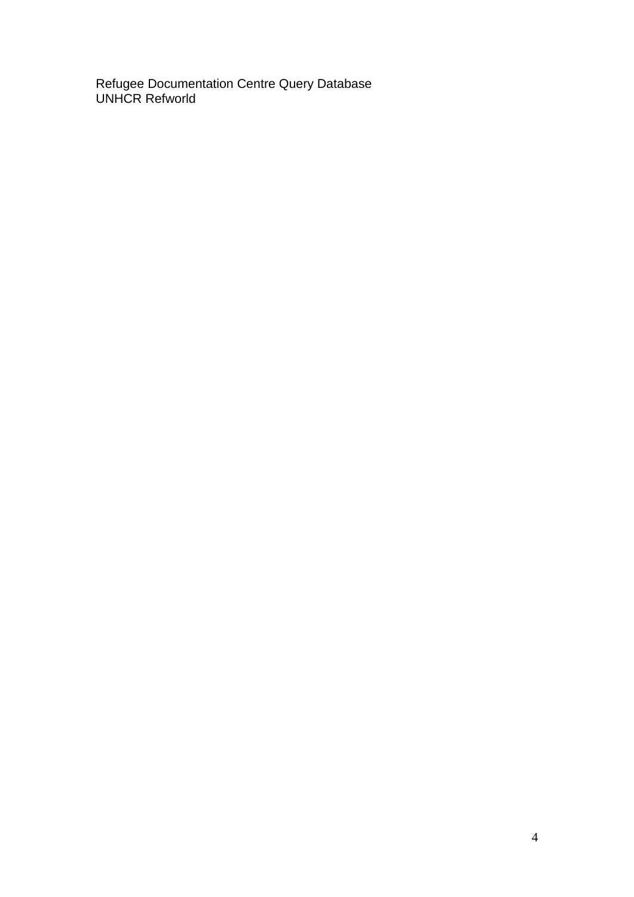Refugee Documentation Centre Query Database
UNHCR Refworld